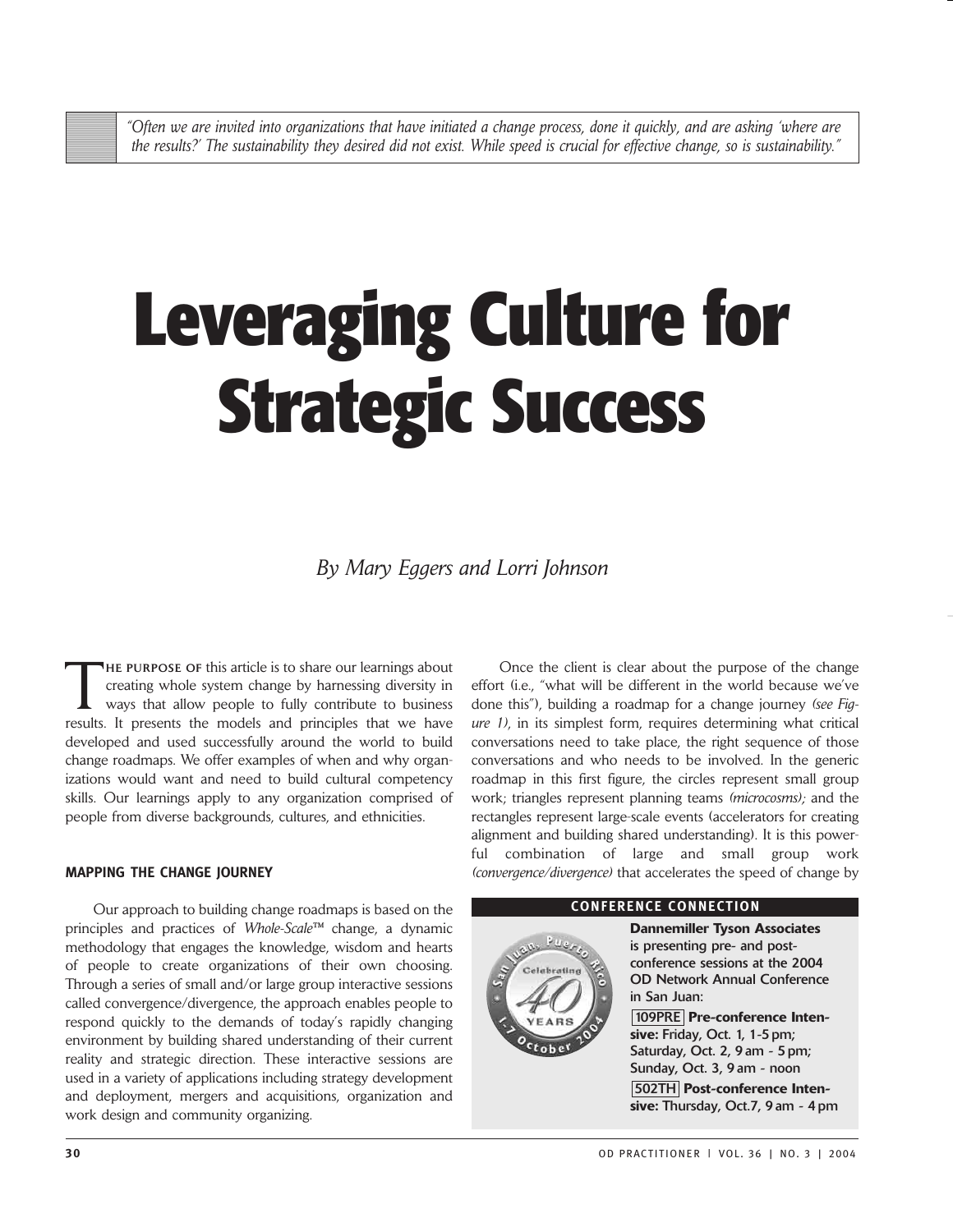*"Often we are invited into organizations that have initiated a change process, done it quickly, and are asking 'where are the results?' The sustainability they desired did not exist. While speed is crucial for effective change, so is sustainability."*

# Leveraging Culture for Strategic Success

*By Mary Eggers and Lorri Johnson*

THE PURPOSE OF this article is to share our learnings about creating whole system change by harnessing diversity in ways that allow people to fully contribute to business results. It presents the models and principles that we have developed and used successfully around the world to build change roadmaps. We offer examples of when and why organizations would want and need to build cultural competency skills. Our learnings apply to any organization comprised of people from diverse backgrounds, cultures, and ethnicities.

## MAPPING THE CHANGE JOURNEY

Our approach to building change roadmaps is based on the principles and practices of *Whole-Scale*™ change, a dynamic methodology that engages the knowledge, wisdom and hearts of people to create organizations of their own choosing. Through a series of small and/or large group interactive sessions called convergence/divergence, the approach enables people to respond quickly to the demands of today's rapidly changing environment by building shared understanding of their current reality and strategic direction. These interactive sessions are used in a variety of applications including strategy development and deployment, mergers and acquisitions, organization and work design and community organizing.

Once the client is clear about the purpose of the change effort (i.e., "what will be different in the world because we've done this"), building a roadmap for a change journey *(see Figure 1)*, in its simplest form, requires determining what critical conversations need to take place, the right sequence of those conversations and who needs to be involved. In the generic roadmap in this first figure, the circles represent small group work; triangles represent planning teams *(microcosms);* and the rectangles represent large-scale events (accelerators for creating alignment and building shared understanding). It is this powerful combination of large and small group work *(convergence/divergence)* that accelerates the speed of change by

**CONFERENCE CONNECTION**

**Dannemiller Tyson Associates** is presenting pre- and post-conference sessions at the 2004 OD Network Annual Conference in San Juan:

**109PRE Pre-conference Intensive:** Friday, Oct. 1, 1-5 pm; Saturday, Oct. 2, 9 am - 5 pm; Sunday, Oct. 3, 9 am - noon

**502TH Post-conference Intensive:** Thursday, Oct.7, 9 am - 4 pm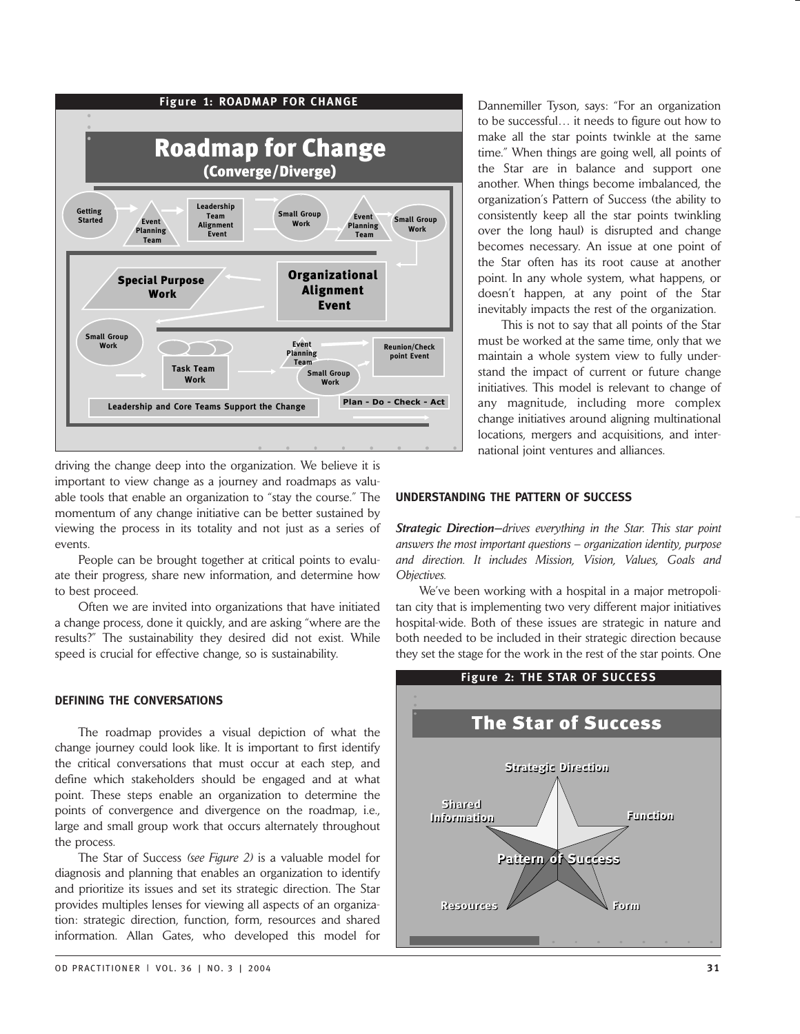**Figure 1: ROADMAP FOR CHANGE**

Roadmap for Change (Converge/Diverge)

Getting Started; Event Planning Team; Leadership Team Alignment Event; Small Group Work; Event Planning Team; Small Group Work; Special Purpose Work; Organizational Alignment Event; Small Group Work; Task Team Work; Event Planning Team; Small Group Work; Reunion/Check point Event; Leadership and Core Teams Support the Change; Plan - Do - Check - Act

driving the change deep into the organization. We believe it is important to view change as a journey and roadmaps as valuable tools that enable an organization to "stay the course." The momentum of any change initiative can be better sustained by viewing the process in its totality and not just as a series of events.

People can be brought together at critical points to evaluate their progress, share new information, and determine how to best proceed.

Often we are invited into organizations that have initiated a change process, done it quickly, and are asking "where are the results?" The sustainability they desired did not exist. While speed is crucial for effective change, so is sustainability.

## DEFINING THE CONVERSATIONS

The roadmap provides a visual depiction of what the change journey could look like. It is important to first identify the critical conversations that must occur at each step, and define which stakeholders should be engaged and at what point. These steps enable an organization to determine the points of convergence and divergence on the roadmap, i.e., large and small group work that occurs alternately throughout the process.

The Star of Success *(see Figure 2)* is a valuable model for diagnosis and planning that enables an organization to identify and prioritize its issues and set its strategic direction. The Star provides multiples lenses for viewing all aspects of an organization: strategic direction, function, form, resources and shared information. Allan Gates, who developed this model for Dannemiller Tyson, says: "For an organization to be successful… it needs to figure out how to make all the star points twinkle at the same time." When things are going well, all points of the Star are in balance and support one another. When things become imbalanced, the organization's Pattern of Success (the ability to consistently keep all the star points twinkling over the long haul) is disrupted and change becomes necessary. An issue at one point of the Star often has its root cause at another point. In any whole system, what happens, or doesn't happen, at any point of the Star inevitably impacts the rest of the organization.

This is not to say that all points of the Star must be worked at the same time, only that we maintain a whole system view to fully understand the impact of current or future change initiatives. This model is relevant to change of any magnitude, including more complex change initiatives around aligning multinational locations, mergers and acquisitions, and international joint ventures and alliances.

## UNDERSTANDING THE PATTERN OF SUCCESS

***Strategic Direction*** *—drives everything in the Star. This star point answers the most important questions – organization identity, purpose and direction. It includes Mission, Vision, Values, Goals and Objectives.*

We've been working with a hospital in a major metropolitan city that is implementing two very different major initiatives hospital-wide. Both of these issues are strategic in nature and both needed to be included in their strategic direction because they set the stage for the work in the rest of the star points. One

**Figure 2: THE STAR OF SUCCESS**

The Star of Success

Strategic Direction; Shared Information; Function; Pattern of Success; Resources; Form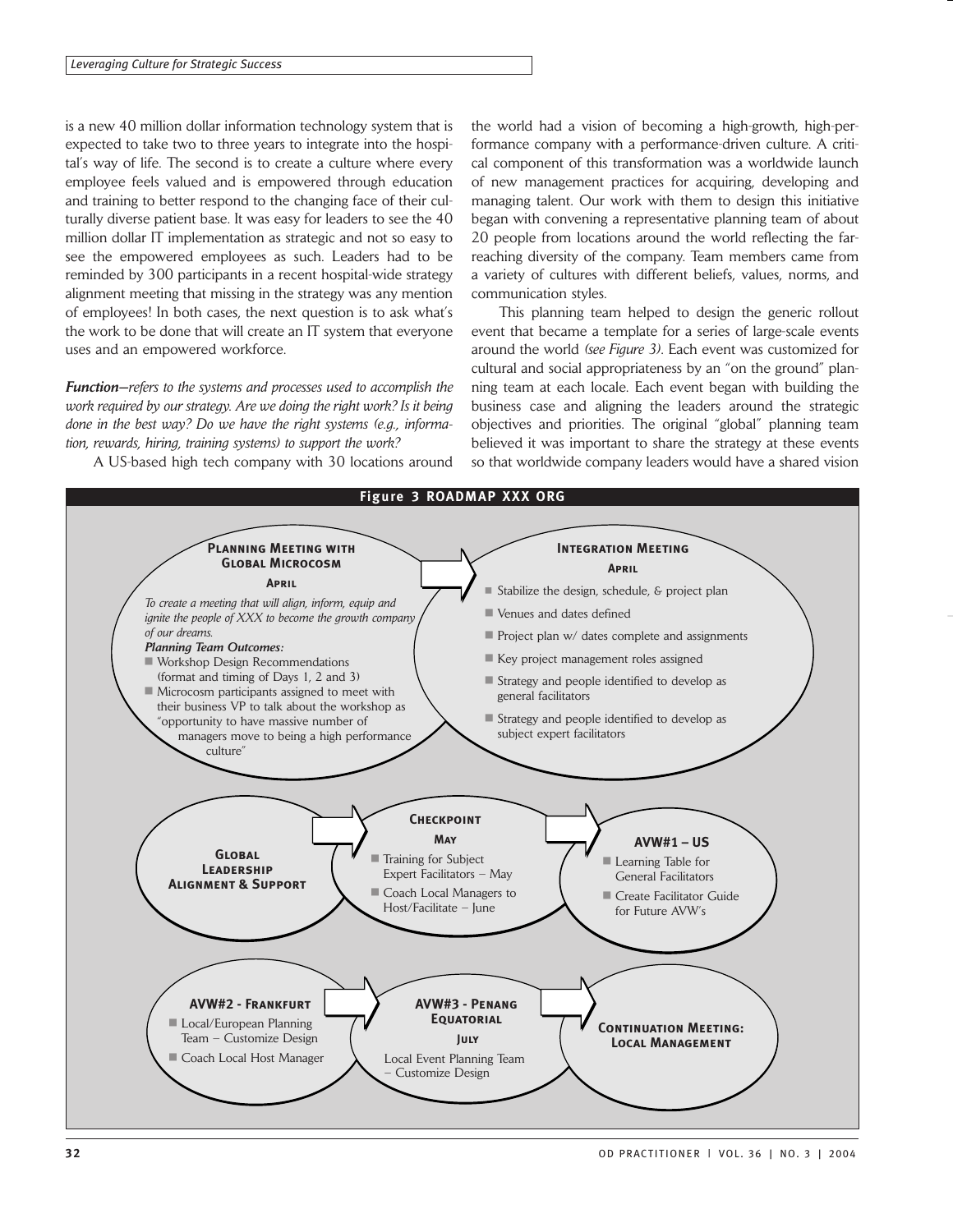is a new 40 million dollar information technology system that is expected to take two to three years to integrate into the hospital's way of life. The second is to create a culture where every employee feels valued and is empowered through education and training to better respond to the changing face of their culturally diverse patient base. It was easy for leaders to see the 40 million dollar IT implementation as strategic and not so easy to see the empowered employees as such. Leaders had to be reminded by 300 participants in a recent hospital-wide strategy alignment meeting that missing in the strategy was any mention of employees! In both cases, the next question is to ask what's the work to be done that will create an IT system that everyone uses and an empowered workforce.

***Function—refers to the systems and processes used to accomplish the work required by our strategy. Are we doing the right work? Is it being done in the best way? Do we have the right systems (e.g., information, rewards, hiring, training systems) to support the work?***

A US-based high tech company with 30 locations around the world had a vision of becoming a high-growth, high-performance company with a performance-driven culture. A critical component of this transformation was a worldwide launch of new management practices for acquiring, developing and managing talent. Our work with them to design this initiative began with convening a representative planning team of about 20 people from locations around the world reflecting the far-reaching diversity of the company. Team members came from a variety of cultures with different beliefs, values, norms, and communication styles.

This planning team helped to design the generic rollout event that became a template for a series of large-scale events around the world *(see Figure 3)*. Each event was customized for cultural and social appropriateness by an "on the ground" planning team at each locale. Each event began with building the business case and aligning the leaders around the strategic objectives and priorities. The original "global" planning team believed it was important to share the strategy at these events so that worldwide company leaders would have a shared vision

**Figure 3 ROADMAP XXX ORG**

**Planning Meeting with Global Microcosm**
**April**
*To create a meeting that will align, inform, equip and ignite the people of XXX to become the growth company of our dreams.*
***Planning Team Outcomes:***
- Workshop Design Recommendations (format and timing of Days 1, 2 and 3)
- Microcosm participants assigned to meet with their business VP to talk about the workshop as "opportunity to have massive number of managers move to being a high performance culture"

**Integration Meeting**
**April**
- Stabilize the design, schedule, & project plan
- Venues and dates defined
- Project plan w/ dates complete and assignments
- Key project management roles assigned
- Strategy and people identified to develop as general facilitators
- Strategy and people identified to develop as subject expert facilitators

**Global Leadership Alignment & Support**

**Checkpoint**
**May**
- Training for Subject Expert Facilitators – May
- Coach Local Managers to Host/Facilitate – June

**AVW#1 – US**
- Learning Table for General Facilitators
- Create Facilitator Guide for Future AVW's

**AVW#2 - Frankfurt**
- Local/European Planning Team – Customize Design
- Coach Local Host Manager

**AVW#3 - Penang Equatorial**
**July**
Local Event Planning Team – Customize Design

**Continuation Meeting: Local Management**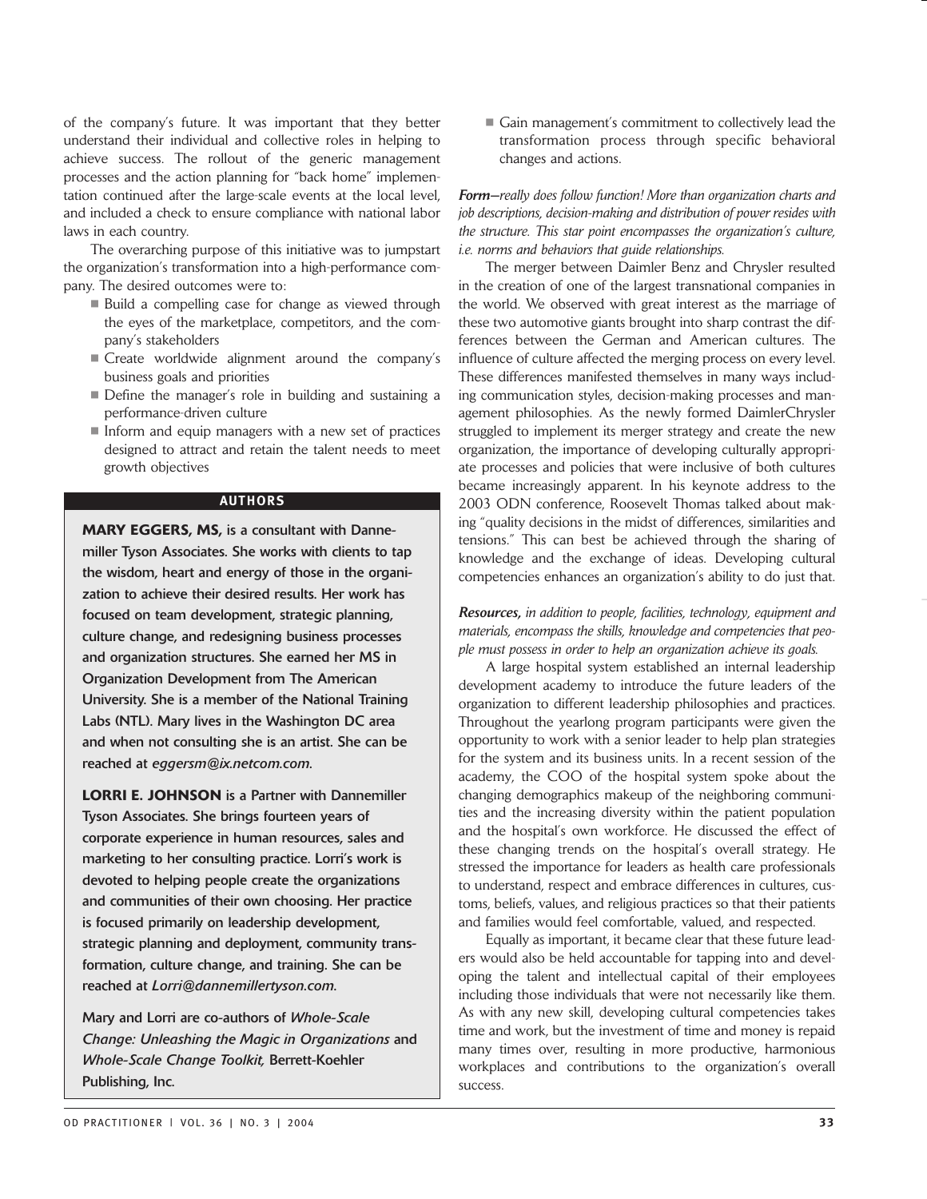of the company's future. It was important that they better understand their individual and collective roles in helping to achieve success. The rollout of the generic management processes and the action planning for "back home" implementation continued after the large-scale events at the local level, and included a check to ensure compliance with national labor laws in each country.

The overarching purpose of this initiative was to jumpstart the organization's transformation into a high-performance company. The desired outcomes were to:

- Build a compelling case for change as viewed through the eyes of the marketplace, competitors, and the company's stakeholders
- Create worldwide alignment around the company's business goals and priorities
- Define the manager's role in building and sustaining a performance-driven culture
- Inform and equip managers with a new set of practices designed to attract and retain the talent needs to meet growth objectives
- Gain management's commitment to collectively lead the transformation process through specific behavioral changes and actions.

***Form***—*really does follow function! More than organization charts and job descriptions, decision-making and distribution of power resides with the structure. This star point encompasses the organization's culture, i.e. norms and behaviors that guide relationships.*

The merger between Daimler Benz and Chrysler resulted in the creation of one of the largest transnational companies in the world. We observed with great interest as the marriage of these two automotive giants brought into sharp contrast the differences between the German and American cultures. The influence of culture affected the merging process on every level. These differences manifested themselves in many ways including communication styles, decision-making processes and management philosophies. As the newly formed DaimlerChrysler struggled to implement its merger strategy and create the new organization, the importance of developing culturally appropriate processes and policies that were inclusive of both cultures became increasingly apparent. In his keynote address to the 2003 ODN conference, Roosevelt Thomas talked about making "quality decisions in the midst of differences, similarities and tensions." This can best be achieved through the sharing of knowledge and the exchange of ideas. Developing cultural competencies enhances an organization's ability to do just that.

***Resources,*** *in addition to people, facilities, technology, equipment and materials, encompass the skills, knowledge and competencies that people must possess in order to help an organization achieve its goals.*

A large hospital system established an internal leadership development academy to introduce the future leaders of the organization to different leadership philosophies and practices. Throughout the yearlong program participants were given the opportunity to work with a senior leader to help plan strategies for the system and its business units. In a recent session of the academy, the COO of the hospital system spoke about the changing demographics makeup of the neighboring communities and the increasing diversity within the patient population and the hospital's own workforce. He discussed the effect of these changing trends on the hospital's overall strategy. He stressed the importance for leaders as health care professionals to understand, respect and embrace differences in cultures, customs, beliefs, values, and religious practices so that their patients and families would feel comfortable, valued, and respected.

Equally as important, it became clear that these future leaders would also be held accountable for tapping into and developing the talent and intellectual capital of their employees including those individuals that were not necessarily like them. As with any new skill, developing cultural competencies takes time and work, but the investment of time and money is repaid many times over, resulting in more productive, harmonious workplaces and contributions to the organization's overall success.

### AUTHORS

**MARY EGGERS, MS, is a consultant with Dannemiller Tyson Associates. She works with clients to tap the wisdom, heart and energy of those in the organization to achieve their desired results. Her work has focused on team development, strategic planning, culture change, and redesigning business processes and organization structures. She earned her MS in Organization Development from The American University. She is a member of the National Training Labs (NTL). Mary lives in the Washington DC area and when not consulting she is an artist. She can be reached at *eggersm@ix.netcom.com*.**

**LORRI E. JOHNSON is a Partner with Dannemiller Tyson Associates. She brings fourteen years of corporate experience in human resources, sales and marketing to her consulting practice. Lorri's work is devoted to helping people create the organizations and communities of their own choosing. Her practice is focused primarily on leadership development, strategic planning and deployment, community transformation, culture change, and training. She can be reached at *Lorri@dannemillertyson.com*.**

Mary and Lorri are co-authors of *Whole-Scale Change: Unleashing the Magic in Organizations* and *Whole-Scale Change Toolkit,* Berrett-Koehler Publishing, Inc.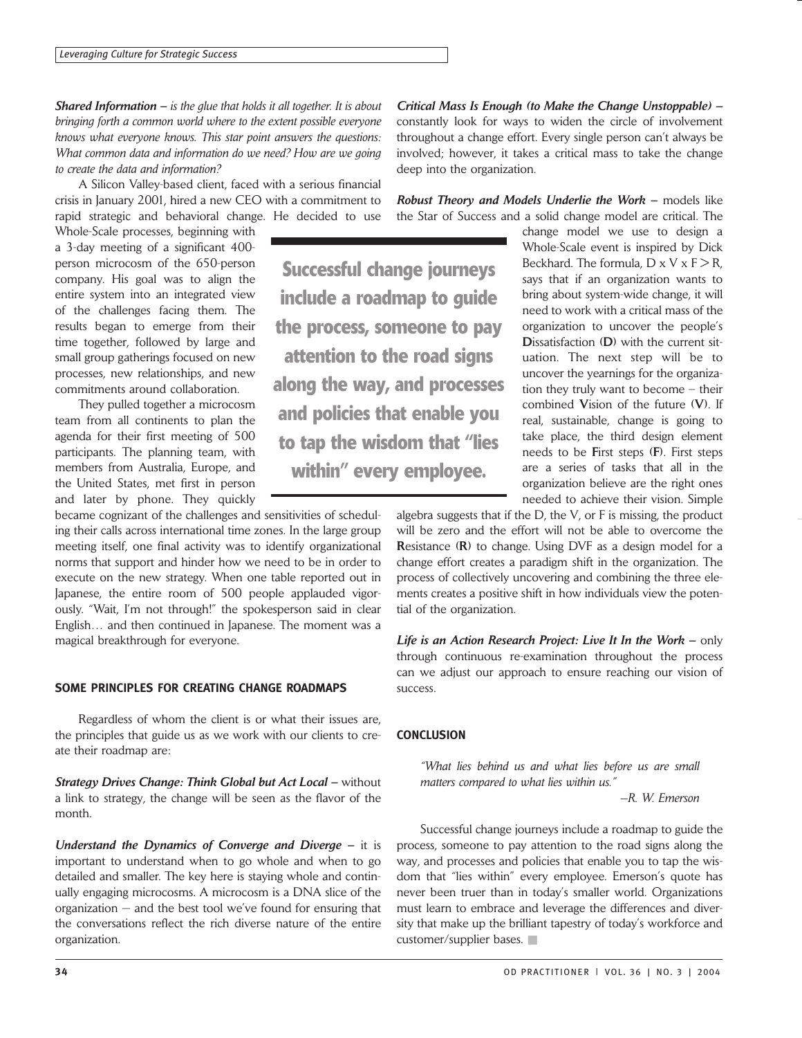***Shared Information*** *– is the glue that holds it all together. It is about bringing forth a common world where to the extent possible everyone knows what everyone knows. This star point answers the questions: What common data and information do we need? How are we going to create the data and information?*

A Silicon Valley-based client, faced with a serious financial crisis in January 2001, hired a new CEO with a commitment to rapid strategic and behavioral change. He decided to use Whole-Scale processes, beginning with a 3-day meeting of a significant 400-person microcosm of the 650-person company. His goal was to align the entire system into an integrated view of the challenges facing them. The results began to emerge from their time together, followed by large and small group gatherings focused on new processes, new relationships, and new commitments around collaboration.

They pulled together a microcosm team from all continents to plan the agenda for their first meeting of 500 participants. The planning team, with members from Australia, Europe, and the United States, met first in person and later by phone. They quickly became cognizant of the challenges and sensitivities of scheduling their calls across international time zones. In the large group meeting itself, one final activity was to identify organizational norms that support and hinder how we need to be in order to execute on the new strategy. When one table reported out in Japanese, the entire room of 500 people applauded vigorously. "Wait, I'm not through!" the spokesperson said in clear English… and then continued in Japanese. The moment was a magical breakthrough for everyone.

> **Successful change journeys include a roadmap to guide the process, someone to pay attention to the road signs along the way, and processes and policies that enable you to tap the wisdom that "lies within" every employee.**

## SOME PRINCIPLES FOR CREATING CHANGE ROADMAPS

Regardless of whom the client is or what their issues are, the principles that guide us as we work with our clients to create their roadmap are:

***Strategy Drives Change: Think Global but Act Local*** – without a link to strategy, the change will be seen as the flavor of the month.

***Understand the Dynamics of Converge and Diverge*** – it is important to understand when to go whole and when to go detailed and smaller. The key here is staying whole and continually engaging microcosms. A microcosm is a DNA slice of the organization – and the best tool we've found for ensuring that the conversations reflect the rich diverse nature of the entire organization.

***Critical Mass Is Enough (to Make the Change Unstoppable)*** – constantly look for ways to widen the circle of involvement throughout a change effort. Every single person can't always be involved; however, it takes a critical mass to take the change deep into the organization.

***Robust Theory and Models Underlie the Work*** – models like the Star of Success and a solid change model are critical. The change model we use to design a Whole-Scale event is inspired by Dick Beckhard. The formula, $D \times V \times F > R$, says that if an organization wants to bring about system-wide change, it will need to work with a critical mass of the organization to uncover the people's **D**issatisfaction (**D**) with the current situation. The next step will be to uncover the yearnings for the organization they truly want to become – their combined **V**ision of the future (**V**). If real, sustainable, change is going to take place, the third design element needs to be **F**irst steps (**F**). First steps are a series of tasks that all in the organization believe are the right ones needed to achieve their vision. Simple algebra suggests that if the D, the V, or F is missing, the product will be zero and the effort will not be able to overcome the **R**esistance (**R**) to change. Using DVF as a design model for a change effort creates a paradigm shift in the organization. The process of collectively uncovering and combining the three elements creates a positive shift in how individuals view the potential of the organization.

***Life is an Action Research Project: Live It In the Work*** – only through continuous re-examination throughout the process can we adjust our approach to ensure reaching our vision of success.

## CONCLUSION

> *"What lies behind us and what lies before us are small matters compared to what lies within us."*
>
> *–R. W. Emerson*

Successful change journeys include a roadmap to guide the process, someone to pay attention to the road signs along the way, and processes and policies that enable you to tap the wisdom that "lies within" every employee. Emerson's quote has never been truer than in today's smaller world. Organizations must learn to embrace and leverage the differences and diversity that make up the brilliant tapestry of today's workforce and customer/supplier bases. ■